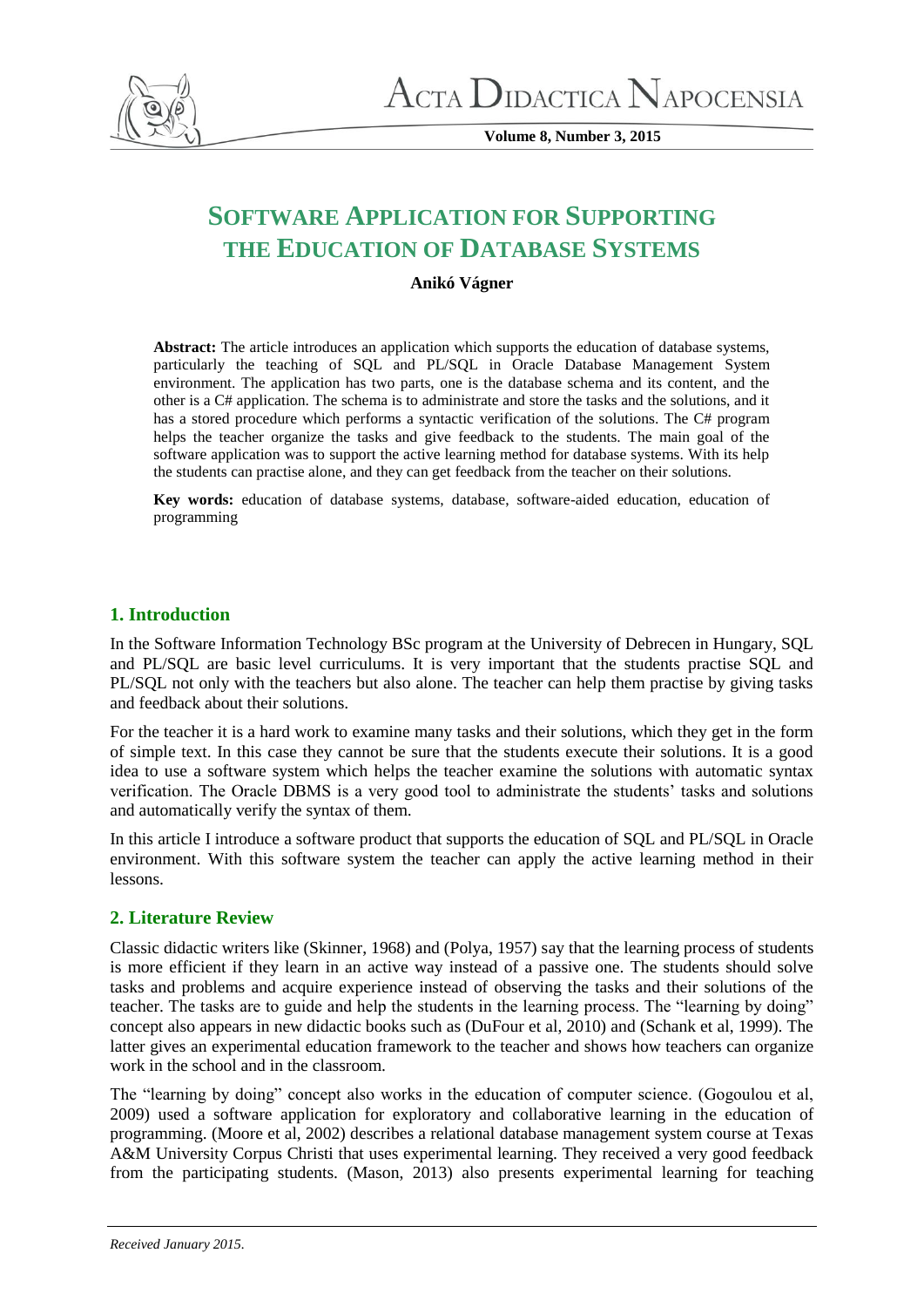# SOFTWARE APPLICATION FOR SUPPORTING THE EDUCATION OF DATABASE SYSTEMS

**Anikó Vágner**

**Abstract:** The article introduces an application which supports the education of database systems, particularly the teaching of SQL and PL/SQL in Oracle Database Management System environment. The application has two parts, one is the database schema and its content, and the other is a C# application. The schema is to administrate and store the tasks and the solutions, and it has a stored procedure which performs a syntactic verification of the solutions. The C# program helps the teacher organize the tasks and give feedback to the students. The main goal of the software application was to support the active learning method for database systems. With its help the students can practise alone, and they can get feedback from the teacher on their solutions.

**Key words:** education of database systems, database, software-aided education, education of programming

## 1. Introduction

In the Software Information Technology BSc program at the University of Debrecen in Hungary, SQL and PL/SQL are basic level curriculums. It is very important that the students practise SQL and PL/SQL not only with the teachers but also alone. The teacher can help them practise by giving tasks and feedback about their solutions.

For the teacher it is a hard work to examine many tasks and their solutions, which they get in the form of simple text. In this case they cannot be sure that the students execute their solutions. It is a good idea to use a software system which helps the teacher examine the solutions with automatic syntax verification. The Oracle DBMS is a very good tool to administrate the students' tasks and solutions and automatically verify the syntax of them.

In this article I introduce a software product that supports the education of SQL and PL/SQL in Oracle environment. With this software system the teacher can apply the active learning method in their lessons.

## 2. Literature Review

Classic didactic writers like (Skinner, 1968) and (Polya, 1957) say that the learning process of students is more efficient if they learn in an active way instead of a passive one. The students should solve tasks and problems and acquire experience instead of observing the tasks and their solutions of the teacher. The tasks are to guide and help the students in the learning process. The "learning by doing" concept also appears in new didactic books such as (DuFour et al, 2010) and (Schank et al, 1999). The latter gives an experimental education framework to the teacher and shows how teachers can organize work in the school and in the classroom.

The "learning by doing" concept also works in the education of computer science. (Gogoulou et al, 2009) used a software application for exploratory and collaborative learning in the education of programming. (Moore et al, 2002) describes a relational database management system course at Texas A&M University Corpus Christi that uses experimental learning. They received a very good feedback from the participating students. (Mason, 2013) also presents experimental learning for teaching

*Received January 2015.*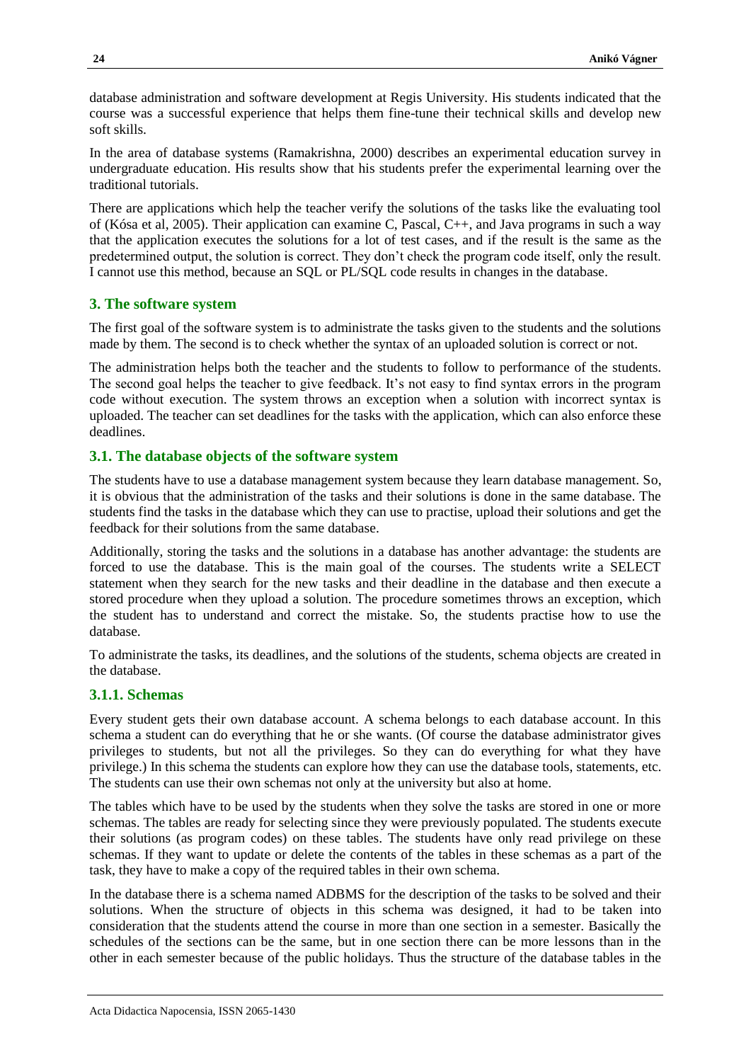database administration and software development at Regis University. His students indicated that the course was a successful experience that helps them fine-tune their technical skills and develop new soft skills.

In the area of database systems (Ramakrishna, 2000) describes an experimental education survey in undergraduate education. His results show that his students prefer the experimental learning over the traditional tutorials.

There are applications which help the teacher verify the solutions of the tasks like the evaluating tool of (Kósa et al, 2005). Their application can examine C, Pascal, C++, and Java programs in such a way that the application executes the solutions for a lot of test cases, and if the result is the same as the predetermined output, the solution is correct. They don't check the program code itself, only the result. I cannot use this method, because an SQL or PL/SQL code results in changes in the database.

## 3. The software system

The first goal of the software system is to administrate the tasks given to the students and the solutions made by them. The second is to check whether the syntax of an uploaded solution is correct or not.

The administration helps both the teacher and the students to follow to performance of the students. The second goal helps the teacher to give feedback. It's not easy to find syntax errors in the program code without execution. The system throws an exception when a solution with incorrect syntax is uploaded. The teacher can set deadlines for the tasks with the application, which can also enforce these deadlines.

### 3.1. The database objects of the software system

The students have to use a database management system because they learn database management. So, it is obvious that the administration of the tasks and their solutions is done in the same database. The students find the tasks in the database which they can use to practise, upload their solutions and get the feedback for their solutions from the same database.

Additionally, storing the tasks and the solutions in a database has another advantage: the students are forced to use the database. This is the main goal of the courses. The students write a SELECT statement when they search for the new tasks and their deadline in the database and then execute a stored procedure when they upload a solution. The procedure sometimes throws an exception, which the student has to understand and correct the mistake. So, the students practise how to use the database.

To administrate the tasks, its deadlines, and the solutions of the students, schema objects are created in the database.

#### 3.1.1. Schemas

Every student gets their own database account. A schema belongs to each database account. In this schema a student can do everything that he or she wants. (Of course the database administrator gives privileges to students, but not all the privileges. So they can do everything for what they have privilege.) In this schema the students can explore how they can use the database tools, statements, etc. The students can use their own schemas not only at the university but also at home.

The tables which have to be used by the students when they solve the tasks are stored in one or more schemas. The tables are ready for selecting since they were previously populated. The students execute their solutions (as program codes) on these tables. The students have only read privilege on these schemas. If they want to update or delete the contents of the tables in these schemas as a part of the task, they have to make a copy of the required tables in their own schema.

In the database there is a schema named ADBMS for the description of the tasks to be solved and their solutions. When the structure of objects in this schema was designed, it had to be taken into consideration that the students attend the course in more than one section in a semester. Basically the schedules of the sections can be the same, but in one section there can be more lessons than in the other in each semester because of the public holidays. Thus the structure of the database tables in the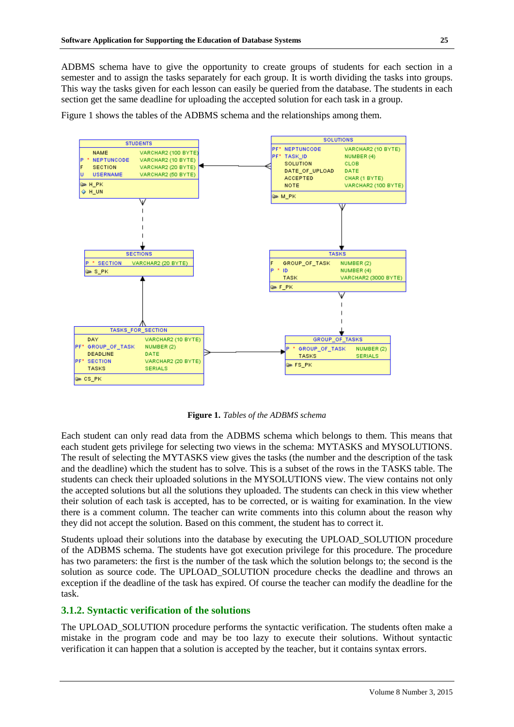ADBMS schema have to give the opportunity to create groups of students for each section in a semester and to assign the tasks separately for each group. It is worth dividing the tasks into groups. This way the tasks given for each lesson can easily be queried from the database. The students in each section get the same deadline for uploading the accepted solution for each task in a group.

Figure 1 shows the tables of the ADBMS schema and the relationships among them.

**Figure 1.** *Tables of the ADBMS schema*

Each student can only read data from the ADBMS schema which belongs to them. This means that each student gets privilege for selecting two views in the schema: MYTASKS and MYSOLUTIONS. The result of selecting the MYTASKS view gives the tasks (the number and the description of the task and the deadline) which the student has to solve. This is a subset of the rows in the TASKS table. The students can check their uploaded solutions in the MYSOLUTIONS view. The view contains not only the accepted solutions but all the solutions they uploaded. The students can check in this view whether their solution of each task is accepted, has to be corrected, or is waiting for examination. In the view there is a comment column. The teacher can write comments into this column about the reason why they did not accept the solution. Based on this comment, the student has to correct it.

Students upload their solutions into the database by executing the UPLOAD_SOLUTION procedure of the ADBMS schema. The students have got execution privilege for this procedure. The procedure has two parameters: the first is the number of the task which the solution belongs to; the second is the solution as source code. The UPLOAD_SOLUTION procedure checks the deadline and throws an exception if the deadline of the task has expired. Of course the teacher can modify the deadline for the task.

### 3.1.2. Syntactic verification of the solutions

The UPLOAD_SOLUTION procedure performs the syntactic verification. The students often make a mistake in the program code and may be too lazy to execute their solutions. Without syntactic verification it can happen that a solution is accepted by the teacher, but it contains syntax errors.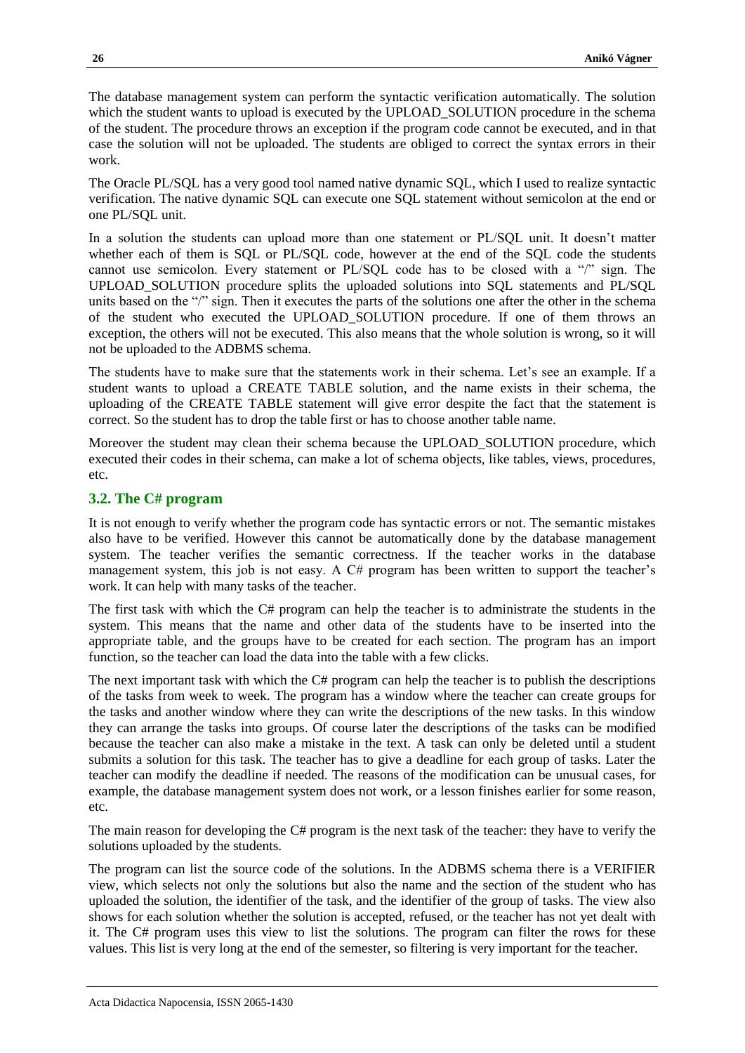The database management system can perform the syntactic verification automatically. The solution which the student wants to upload is executed by the UPLOAD_SOLUTION procedure in the schema of the student. The procedure throws an exception if the program code cannot be executed, and in that case the solution will not be uploaded. The students are obliged to correct the syntax errors in their work.

The Oracle PL/SQL has a very good tool named native dynamic SQL, which I used to realize syntactic verification. The native dynamic SQL can execute one SQL statement without semicolon at the end or one PL/SQL unit.

In a solution the students can upload more than one statement or PL/SQL unit. It doesn't matter whether each of them is SQL or PL/SQL code, however at the end of the SQL code the students cannot use semicolon. Every statement or PL/SQL code has to be closed with a "/" sign. The UPLOAD_SOLUTION procedure splits the uploaded solutions into SQL statements and PL/SQL units based on the "/" sign. Then it executes the parts of the solutions one after the other in the schema of the student who executed the UPLOAD_SOLUTION procedure. If one of them throws an exception, the others will not be executed. This also means that the whole solution is wrong, so it will not be uploaded to the ADBMS schema.

The students have to make sure that the statements work in their schema. Let's see an example. If a student wants to upload a CREATE TABLE solution, and the name exists in their schema, the uploading of the CREATE TABLE statement will give error despite the fact that the statement is correct. So the student has to drop the table first or has to choose another table name.

Moreover the student may clean their schema because the UPLOAD_SOLUTION procedure, which executed their codes in their schema, can make a lot of schema objects, like tables, views, procedures, etc.

### 3.2. The C# program

It is not enough to verify whether the program code has syntactic errors or not. The semantic mistakes also have to be verified. However this cannot be automatically done by the database management system. The teacher verifies the semantic correctness. If the teacher works in the database management system, this job is not easy. A C# program has been written to support the teacher's work. It can help with many tasks of the teacher.

The first task with which the C# program can help the teacher is to administrate the students in the system. This means that the name and other data of the students have to be inserted into the appropriate table, and the groups have to be created for each section. The program has an import function, so the teacher can load the data into the table with a few clicks.

The next important task with which the C# program can help the teacher is to publish the descriptions of the tasks from week to week. The program has a window where the teacher can create groups for the tasks and another window where they can write the descriptions of the new tasks. In this window they can arrange the tasks into groups. Of course later the descriptions of the tasks can be modified because the teacher can also make a mistake in the text. A task can only be deleted until a student submits a solution for this task. The teacher has to give a deadline for each group of tasks. Later the teacher can modify the deadline if needed. The reasons of the modification can be unusual cases, for example, the database management system does not work, or a lesson finishes earlier for some reason, etc.

The main reason for developing the C# program is the next task of the teacher: they have to verify the solutions uploaded by the students.

The program can list the source code of the solutions. In the ADBMS schema there is a VERIFIER view, which selects not only the solutions but also the name and the section of the student who has uploaded the solution, the identifier of the task, and the identifier of the group of tasks. The view also shows for each solution whether the solution is accepted, refused, or the teacher has not yet dealt with it. The C# program uses this view to list the solutions. The program can filter the rows for these values. This list is very long at the end of the semester, so filtering is very important for the teacher.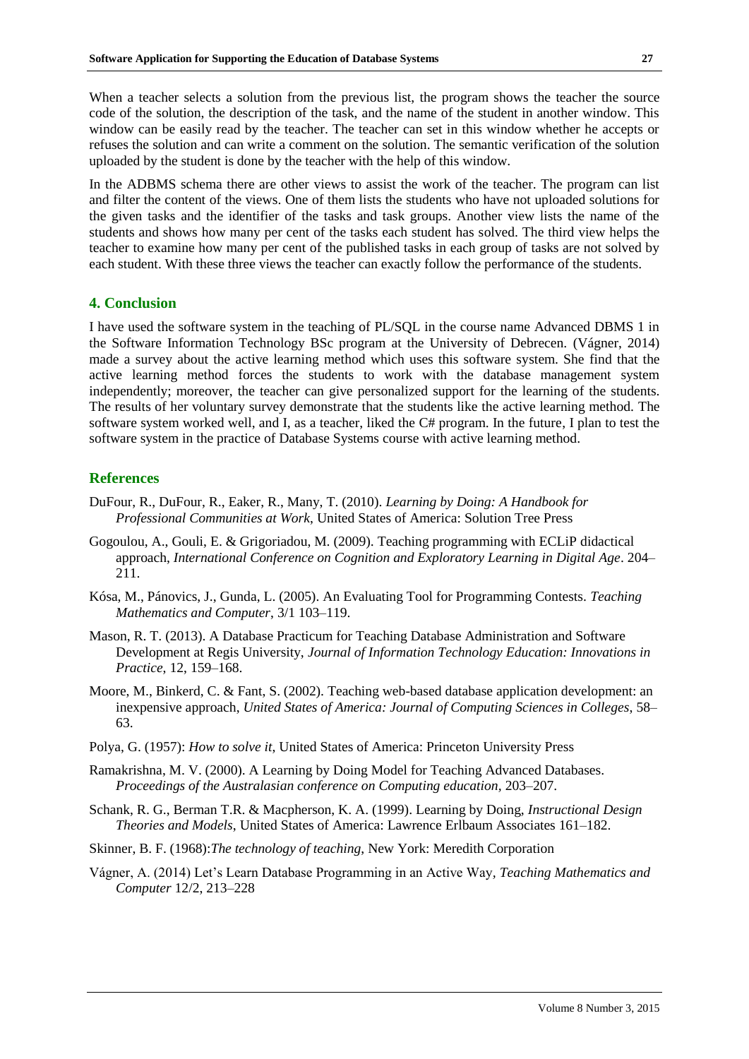When a teacher selects a solution from the previous list, the program shows the teacher the source code of the solution, the description of the task, and the name of the student in another window. This window can be easily read by the teacher. The teacher can set in this window whether he accepts or refuses the solution and can write a comment on the solution. The semantic verification of the solution uploaded by the student is done by the teacher with the help of this window.

In the ADBMS schema there are other views to assist the work of the teacher. The program can list and filter the content of the views. One of them lists the students who have not uploaded solutions for the given tasks and the identifier of the tasks and task groups. Another view lists the name of the students and shows how many per cent of the tasks each student has solved. The third view helps the teacher to examine how many per cent of the published tasks in each group of tasks are not solved by each student. With these three views the teacher can exactly follow the performance of the students.

## 4. Conclusion

I have used the software system in the teaching of PL/SQL in the course name Advanced DBMS 1 in the Software Information Technology BSc program at the University of Debrecen. (Vágner, 2014) made a survey about the active learning method which uses this software system. She find that the active learning method forces the students to work with the database management system independently; moreover, the teacher can give personalized support for the learning of the students. The results of her voluntary survey demonstrate that the students like the active learning method. The software system worked well, and I, as a teacher, liked the C# program. In the future, I plan to test the software system in the practice of Database Systems course with active learning method.

## References

DuFour, R., DuFour, R., Eaker, R., Many, T. (2010). *Learning by Doing: A Handbook for Professional Communities at Work*, United States of America: Solution Tree Press

Gogoulou, A., Gouli, E. & Grigoriadou, M. (2009). Teaching programming with ECLiP didactical approach, *International Conference on Cognition and Exploratory Learning in Digital Age*. 204–211.

Kósa, M., Pánovics, J., Gunda, L. (2005). An Evaluating Tool for Programming Contests. *Teaching Mathematics and Computer*, 3/1 103–119.

Mason, R. T. (2013). A Database Practicum for Teaching Database Administration and Software Development at Regis University, *Journal of Information Technology Education: Innovations in Practice*, 12, 159–168.

Moore, M., Binkerd, C. & Fant, S. (2002). Teaching web-based database application development: an inexpensive approach, *United States of America: Journal of Computing Sciences in Colleges*, 58–63.

Polya, G. (1957): *How to solve it*, United States of America: Princeton University Press

Ramakrishna, M. V. (2000). A Learning by Doing Model for Teaching Advanced Databases. *Proceedings of the Australasian conference on Computing education*, 203–207.

Schank, R. G., Berman T.R. & Macpherson, K. A. (1999). Learning by Doing, *Instructional Design Theories and Models*, United States of America: Lawrence Erlbaum Associates 161–182.

Skinner, B. F. (1968):*The technology of teaching*, New York: Meredith Corporation

Vágner, A. (2014) Let's Learn Database Programming in an Active Way, *Teaching Mathematics and Computer* 12/2, 213–228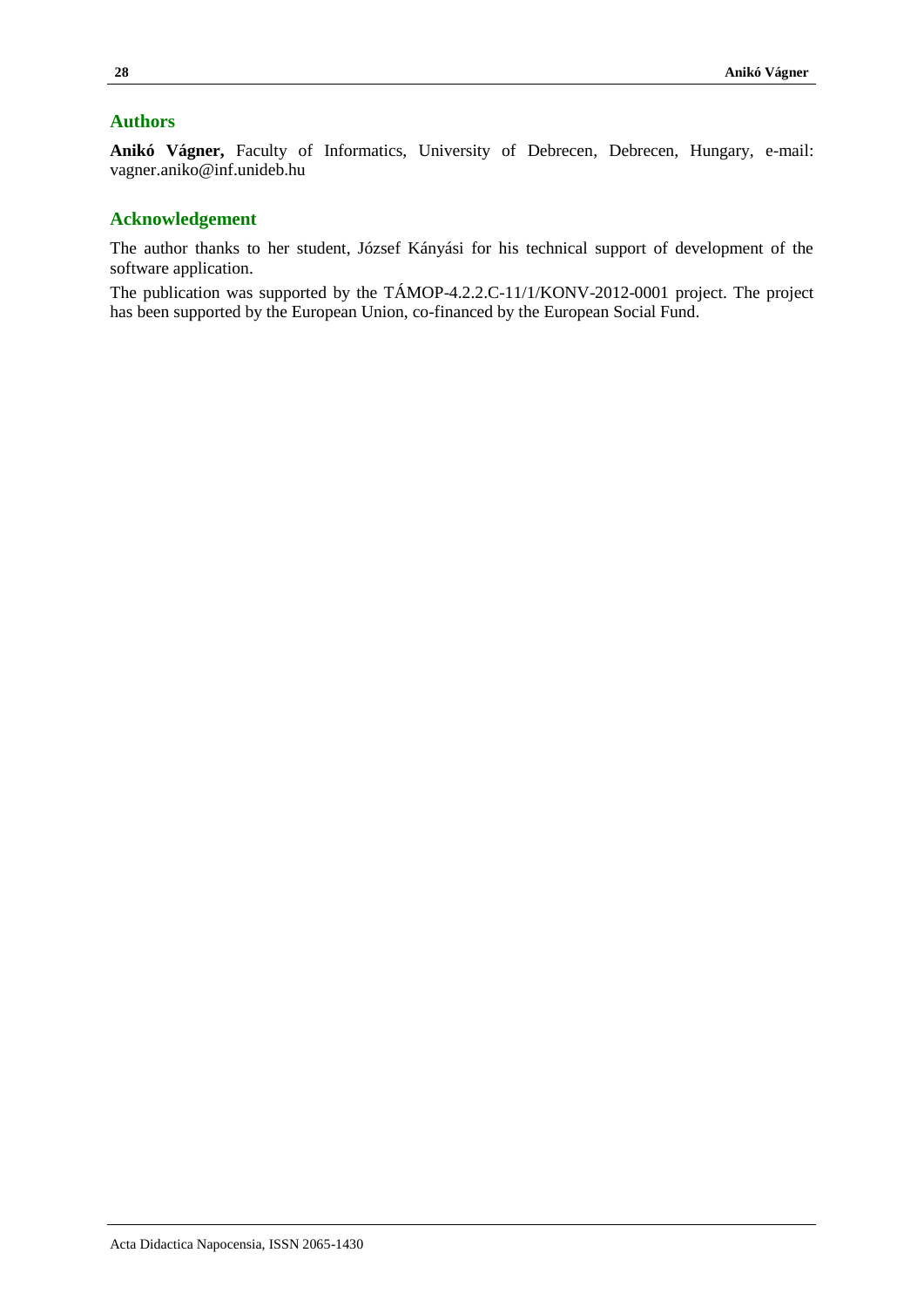## Authors

**Anikó Vágner,** Faculty of Informatics, University of Debrecen, Debrecen, Hungary, e-mail: vagner.aniko@inf.unideb.hu

## Acknowledgement

The author thanks to her student, József Kányási for his technical support of development of the software application.

The publication was supported by the TÁMOP-4.2.2.C-11/1/KONV-2012-0001 project. The project has been supported by the European Union, co-financed by the European Social Fund.